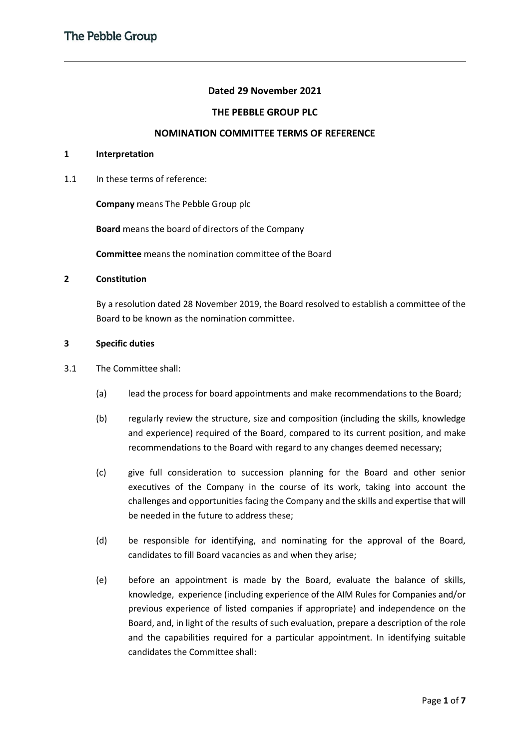**Dated 29 November 2021**

**THE PEBBLE GROUP PLC**

**NOMINATION COMMITTEE TERMS OF REFERENCE**

**1 Interpretation**

1.1 In these terms of reference:

**Company** means The Pebble Group plc

**Board** means the board of directors of the Company

**Committee** means the nomination committee of the Board

**2 Constitution**

By a resolution dated 28 November 2019, the Board resolved to establish a committee of the Board to be known as the nomination committee.

**3 Specific duties**

3.1 The Committee shall:

(a) lead the process for board appointments and make recommendations to the Board;

(b) regularly review the structure, size and composition (including the skills, knowledge and experience) required of the Board, compared to its current position, and make recommendations to the Board with regard to any changes deemed necessary;

(c) give full consideration to succession planning for the Board and other senior executives of the Company in the course of its work, taking into account the challenges and opportunities facing the Company and the skills and expertise that will be needed in the future to address these;

(d) be responsible for identifying, and nominating for the approval of the Board, candidates to fill Board vacancies as and when they arise;

(e) before an appointment is made by the Board, evaluate the balance of skills, knowledge, experience (including experience of the AIM Rules for Companies and/or previous experience of listed companies if appropriate) and independence on the Board, and, in light of the results of such evaluation, prepare a description of the role and the capabilities required for a particular appointment. In identifying suitable candidates the Committee shall: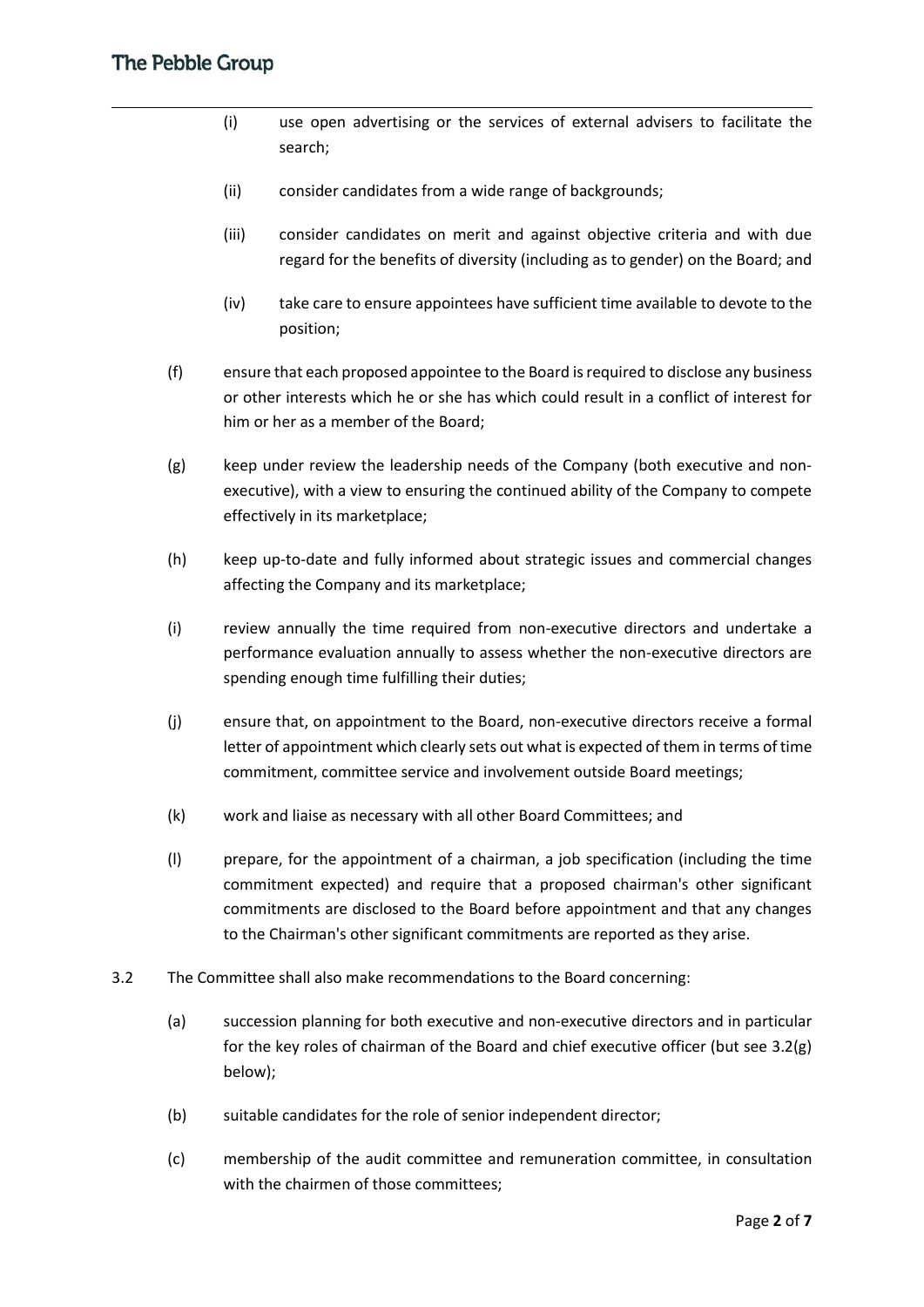(i) use open advertising or the services of external advisers to facilitate the search;

(ii) consider candidates from a wide range of backgrounds;

(iii) consider candidates on merit and against objective criteria and with due regard for the benefits of diversity (including as to gender) on the Board; and

(iv) take care to ensure appointees have sufficient time available to devote to the position;

(f) ensure that each proposed appointee to the Board is required to disclose any business or other interests which he or she has which could result in a conflict of interest for him or her as a member of the Board;

(g) keep under review the leadership needs of the Company (both executive and non-executive), with a view to ensuring the continued ability of the Company to compete effectively in its marketplace;

(h) keep up-to-date and fully informed about strategic issues and commercial changes affecting the Company and its marketplace;

(i) review annually the time required from non-executive directors and undertake a performance evaluation annually to assess whether the non-executive directors are spending enough time fulfilling their duties;

(j) ensure that, on appointment to the Board, non-executive directors receive a formal letter of appointment which clearly sets out what is expected of them in terms of time commitment, committee service and involvement outside Board meetings;

(k) work and liaise as necessary with all other Board Committees; and

(l) prepare, for the appointment of a chairman, a job specification (including the time commitment expected) and require that a proposed chairman's other significant commitments are disclosed to the Board before appointment and that any changes to the Chairman's other significant commitments are reported as they arise.

3.2 The Committee shall also make recommendations to the Board concerning:

(a) succession planning for both executive and non-executive directors and in particular for the key roles of chairman of the Board and chief executive officer (but see 3.2(g) below);

(b) suitable candidates for the role of senior independent director;

(c) membership of the audit committee and remuneration committee, in consultation with the chairmen of those committees;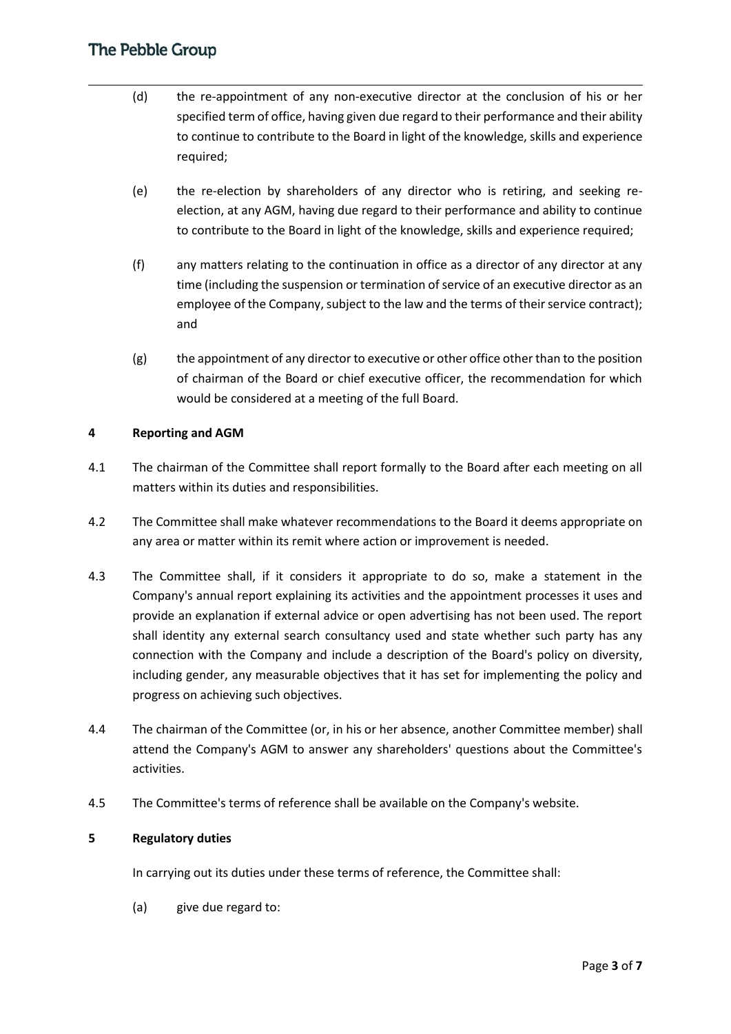(d) the re-appointment of any non-executive director at the conclusion of his or her specified term of office, having given due regard to their performance and their ability to continue to contribute to the Board in light of the knowledge, skills and experience required;

(e) the re-election by shareholders of any director who is retiring, and seeking re-election, at any AGM, having due regard to their performance and ability to continue to contribute to the Board in light of the knowledge, skills and experience required;

(f) any matters relating to the continuation in office as a director of any director at any time (including the suspension or termination of service of an executive director as an employee of the Company, subject to the law and the terms of their service contract); and

(g) the appointment of any director to executive or other office other than to the position of chairman of the Board or chief executive officer, the recommendation for which would be considered at a meeting of the full Board.

## 4 Reporting and AGM

4.1 The chairman of the Committee shall report formally to the Board after each meeting on all matters within its duties and responsibilities.

4.2 The Committee shall make whatever recommendations to the Board it deems appropriate on any area or matter within its remit where action or improvement is needed.

4.3 The Committee shall, if it considers it appropriate to do so, make a statement in the Company's annual report explaining its activities and the appointment processes it uses and provide an explanation if external advice or open advertising has not been used. The report shall identity any external search consultancy used and state whether such party has any connection with the Company and include a description of the Board's policy on diversity, including gender, any measurable objectives that it has set for implementing the policy and progress on achieving such objectives.

4.4 The chairman of the Committee (or, in his or her absence, another Committee member) shall attend the Company's AGM to answer any shareholders' questions about the Committee's activities.

4.5 The Committee's terms of reference shall be available on the Company's website.

## 5 Regulatory duties

In carrying out its duties under these terms of reference, the Committee shall:

(a) give due regard to: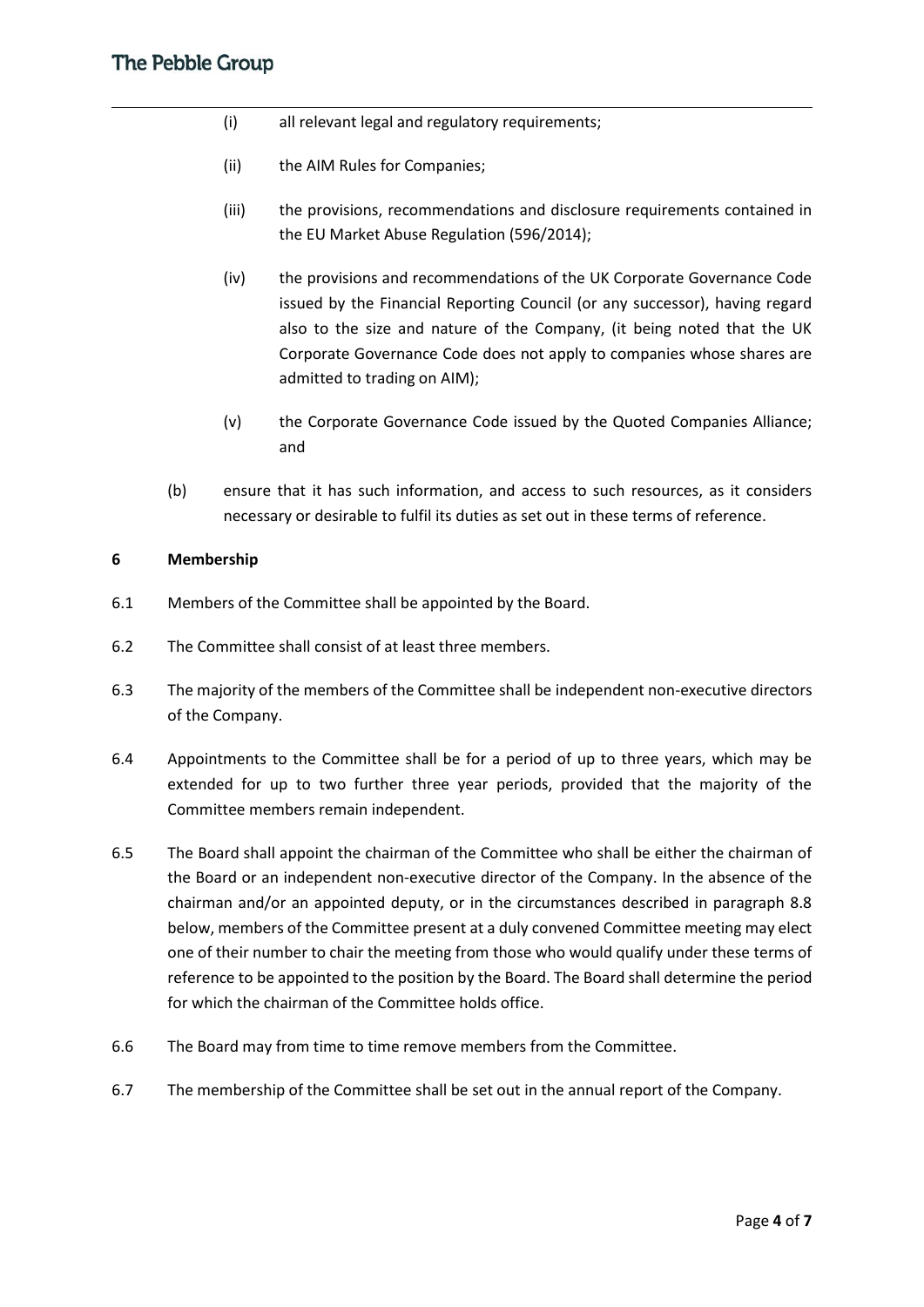(i) all relevant legal and regulatory requirements;

(ii) the AIM Rules for Companies;

(iii) the provisions, recommendations and disclosure requirements contained in the EU Market Abuse Regulation (596/2014);

(iv) the provisions and recommendations of the UK Corporate Governance Code issued by the Financial Reporting Council (or any successor), having regard also to the size and nature of the Company, (it being noted that the UK Corporate Governance Code does not apply to companies whose shares are admitted to trading on AIM);

(v) the Corporate Governance Code issued by the Quoted Companies Alliance; and

(b) ensure that it has such information, and access to such resources, as it considers necessary or desirable to fulfil its duties as set out in these terms of reference.

**6 Membership**

6.1 Members of the Committee shall be appointed by the Board.

6.2 The Committee shall consist of at least three members.

6.3 The majority of the members of the Committee shall be independent non-executive directors of the Company.

6.4 Appointments to the Committee shall be for a period of up to three years, which may be extended for up to two further three year periods, provided that the majority of the Committee members remain independent.

6.5 The Board shall appoint the chairman of the Committee who shall be either the chairman of the Board or an independent non-executive director of the Company. In the absence of the chairman and/or an appointed deputy, or in the circumstances described in paragraph 8.8 below, members of the Committee present at a duly convened Committee meeting may elect one of their number to chair the meeting from those who would qualify under these terms of reference to be appointed to the position by the Board. The Board shall determine the period for which the chairman of the Committee holds office.

6.6 The Board may from time to time remove members from the Committee.

6.7 The membership of the Committee shall be set out in the annual report of the Company.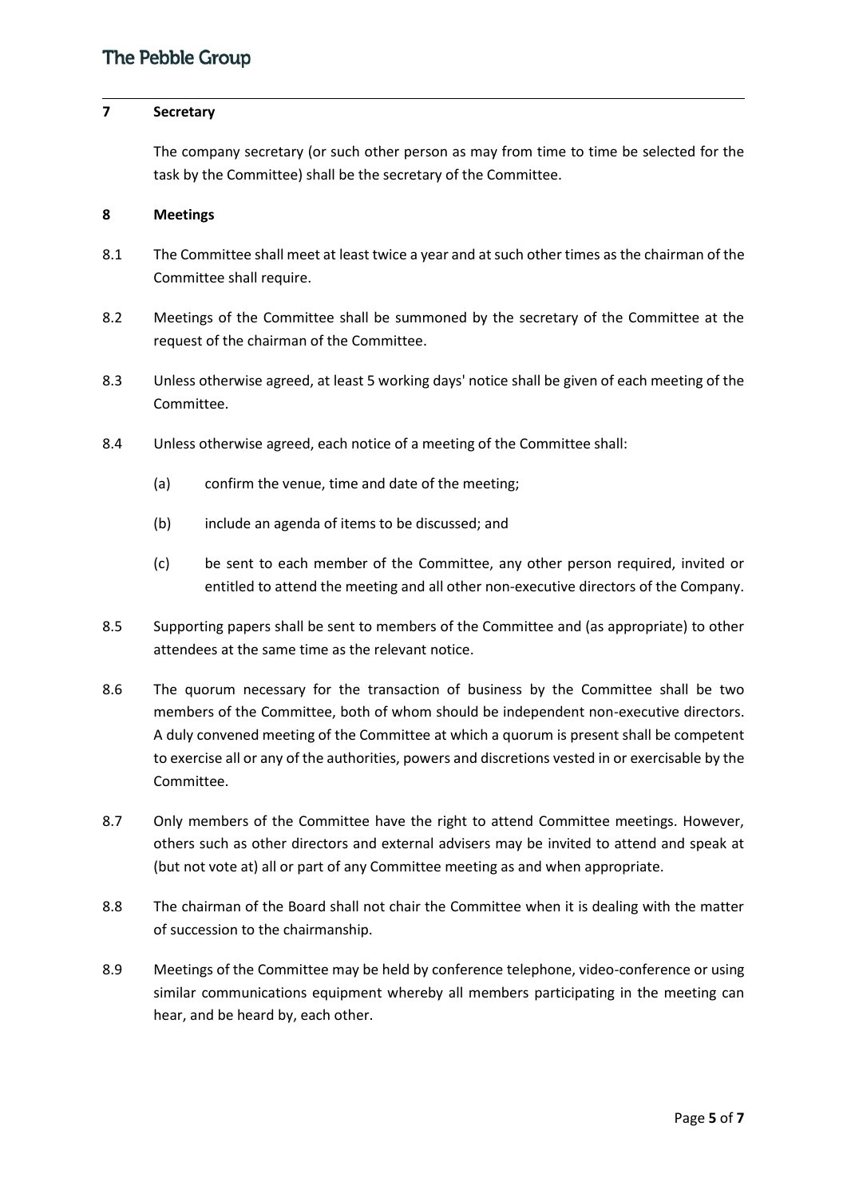## 7 Secretary

The company secretary (or such other person as may from time to time be selected for the task by the Committee) shall be the secretary of the Committee.

## 8 Meetings

8.1 The Committee shall meet at least twice a year and at such other times as the chairman of the Committee shall require.

8.2 Meetings of the Committee shall be summoned by the secretary of the Committee at the request of the chairman of the Committee.

8.3 Unless otherwise agreed, at least 5 working days' notice shall be given of each meeting of the Committee.

8.4 Unless otherwise agreed, each notice of a meeting of the Committee shall:

(a) confirm the venue, time and date of the meeting;

(b) include an agenda of items to be discussed; and

(c) be sent to each member of the Committee, any other person required, invited or entitled to attend the meeting and all other non-executive directors of the Company.

8.5 Supporting papers shall be sent to members of the Committee and (as appropriate) to other attendees at the same time as the relevant notice.

8.6 The quorum necessary for the transaction of business by the Committee shall be two members of the Committee, both of whom should be independent non-executive directors. A duly convened meeting of the Committee at which a quorum is present shall be competent to exercise all or any of the authorities, powers and discretions vested in or exercisable by the Committee.

8.7 Only members of the Committee have the right to attend Committee meetings. However, others such as other directors and external advisers may be invited to attend and speak at (but not vote at) all or part of any Committee meeting as and when appropriate.

8.8 The chairman of the Board shall not chair the Committee when it is dealing with the matter of succession to the chairmanship.

8.9 Meetings of the Committee may be held by conference telephone, video-conference or using similar communications equipment whereby all members participating in the meeting can hear, and be heard by, each other.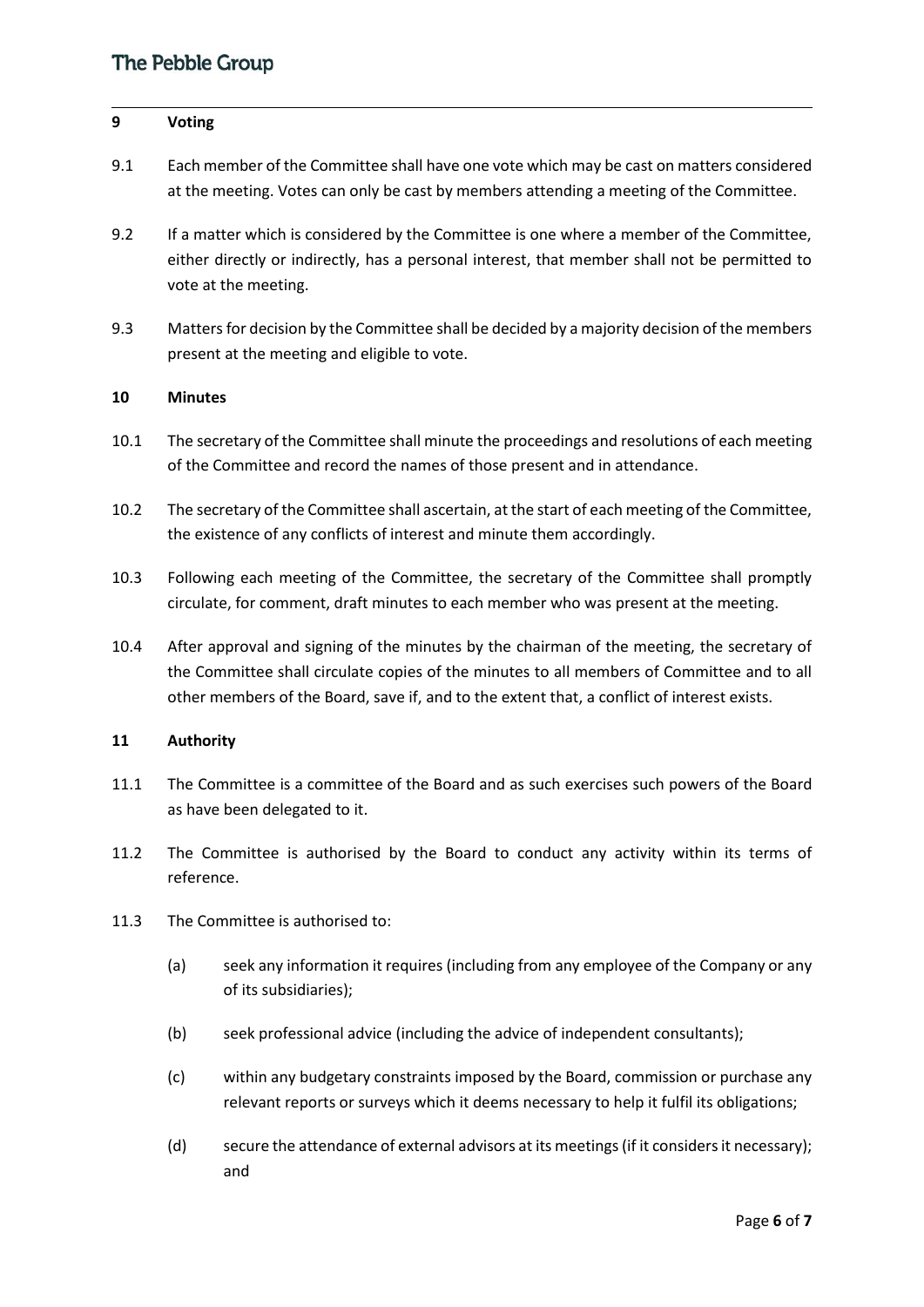## 9 Voting

9.1 Each member of the Committee shall have one vote which may be cast on matters considered at the meeting. Votes can only be cast by members attending a meeting of the Committee.

9.2 If a matter which is considered by the Committee is one where a member of the Committee, either directly or indirectly, has a personal interest, that member shall not be permitted to vote at the meeting.

9.3 Matters for decision by the Committee shall be decided by a majority decision of the members present at the meeting and eligible to vote.

## 10 Minutes

10.1 The secretary of the Committee shall minute the proceedings and resolutions of each meeting of the Committee and record the names of those present and in attendance.

10.2 The secretary of the Committee shall ascertain, at the start of each meeting of the Committee, the existence of any conflicts of interest and minute them accordingly.

10.3 Following each meeting of the Committee, the secretary of the Committee shall promptly circulate, for comment, draft minutes to each member who was present at the meeting.

10.4 After approval and signing of the minutes by the chairman of the meeting, the secretary of the Committee shall circulate copies of the minutes to all members of Committee and to all other members of the Board, save if, and to the extent that, a conflict of interest exists.

## 11 Authority

11.1 The Committee is a committee of the Board and as such exercises such powers of the Board as have been delegated to it.

11.2 The Committee is authorised by the Board to conduct any activity within its terms of reference.

11.3 The Committee is authorised to:

(a) seek any information it requires (including from any employee of the Company or any of its subsidiaries);

(b) seek professional advice (including the advice of independent consultants);

(c) within any budgetary constraints imposed by the Board, commission or purchase any relevant reports or surveys which it deems necessary to help it fulfil its obligations;

(d) secure the attendance of external advisors at its meetings (if it considers it necessary); and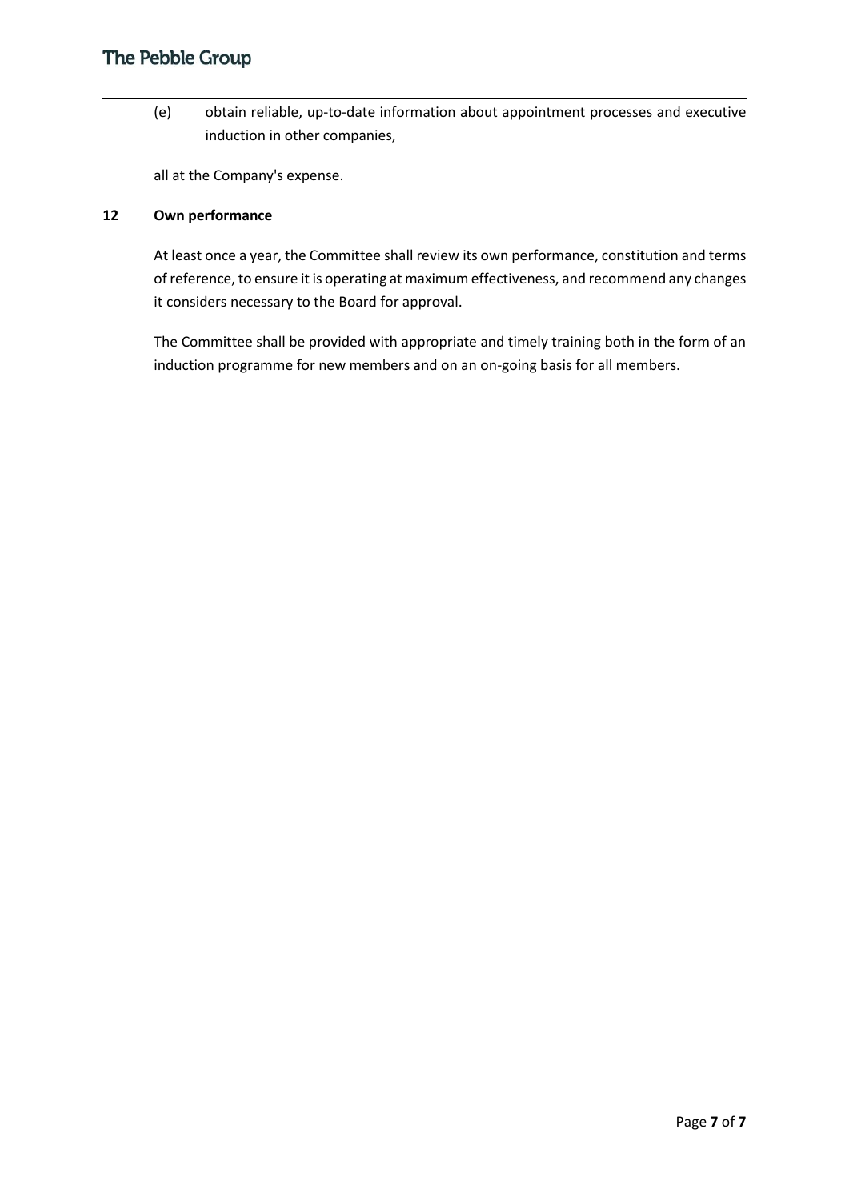(e) obtain reliable, up-to-date information about appointment processes and executive induction in other companies,

all at the Company's expense.

## 12 Own performance

At least once a year, the Committee shall review its own performance, constitution and terms of reference, to ensure it is operating at maximum effectiveness, and recommend any changes it considers necessary to the Board for approval.

The Committee shall be provided with appropriate and timely training both in the form of an induction programme for new members and on an on-going basis for all members.